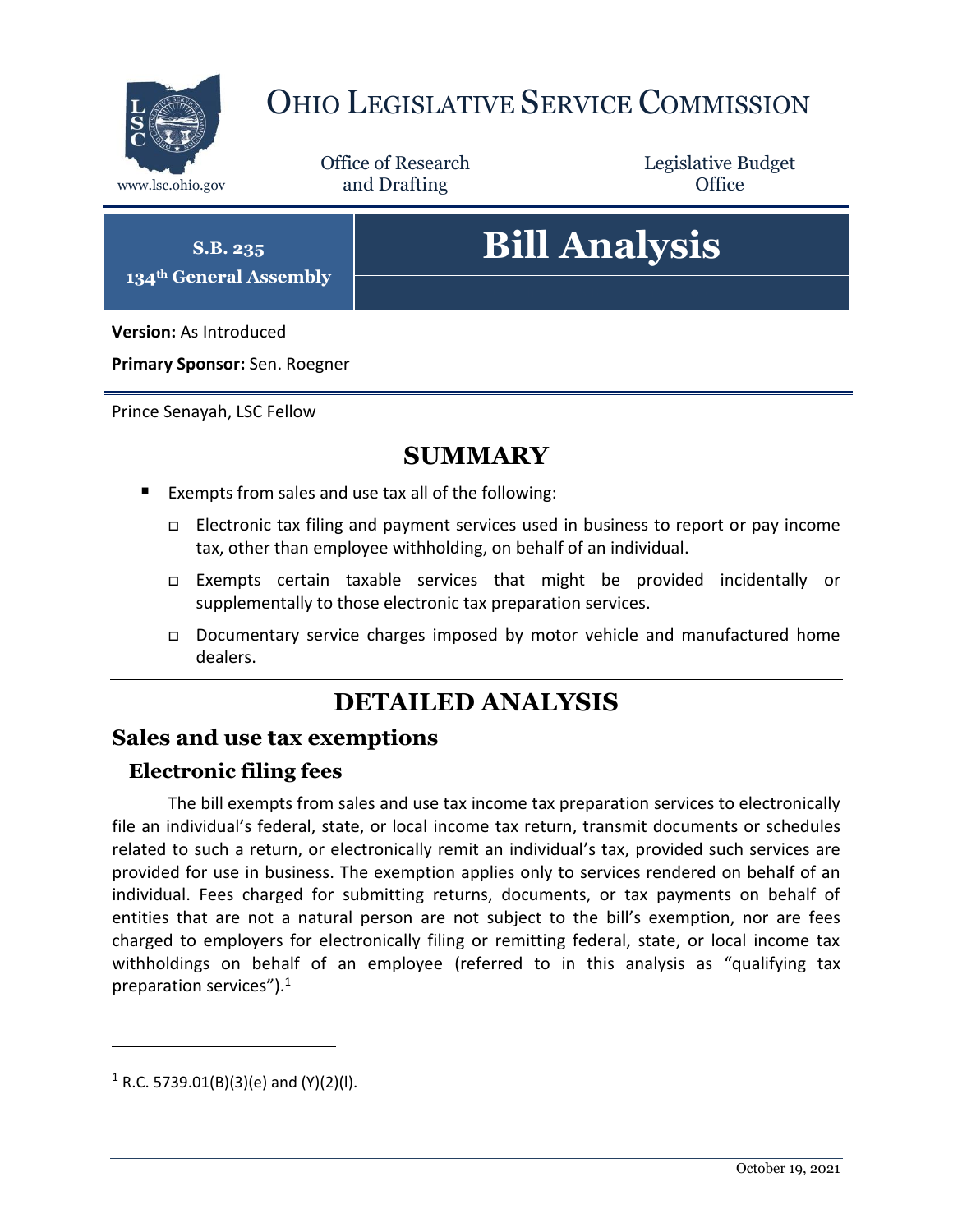# Ohio Legislative Service Commission

www.lsc.ohio.gov

Office of Research and Drafting

Legislative Budget Office

**S.B. 235**
**134th General Assembly**

# Bill Analysis

**Version:** As Introduced

**Primary Sponsor:** Sen. Roegner

Prince Senayah, LSC Fellow

## SUMMARY

- Exempts from sales and use tax all of the following:
  - Electronic tax filing and payment services used in business to report or pay income tax, other than employee withholding, on behalf of an individual.
  - Exempts certain taxable services that might be provided incidentally or supplementally to those electronic tax preparation services.
  - Documentary service charges imposed by motor vehicle and manufactured home dealers.

## DETAILED ANALYSIS

## Sales and use tax exemptions

### Electronic filing fees

The bill exempts from sales and use tax income tax preparation services to electronically file an individual's federal, state, or local income tax return, transmit documents or schedules related to such a return, or electronically remit an individual's tax, provided such services are provided for use in business. The exemption applies only to services rendered on behalf of an individual. Fees charged for submitting returns, documents, or tax payments on behalf of entities that are not a natural person are not subject to the bill's exemption, nor are fees charged to employers for electronically filing or remitting federal, state, or local income tax withholdings on behalf of an employee (referred to in this analysis as "qualifying tax preparation services").[1]

[1] R.C. 5739.01(B)(3)(e) and (Y)(2)(l).

October 19, 2021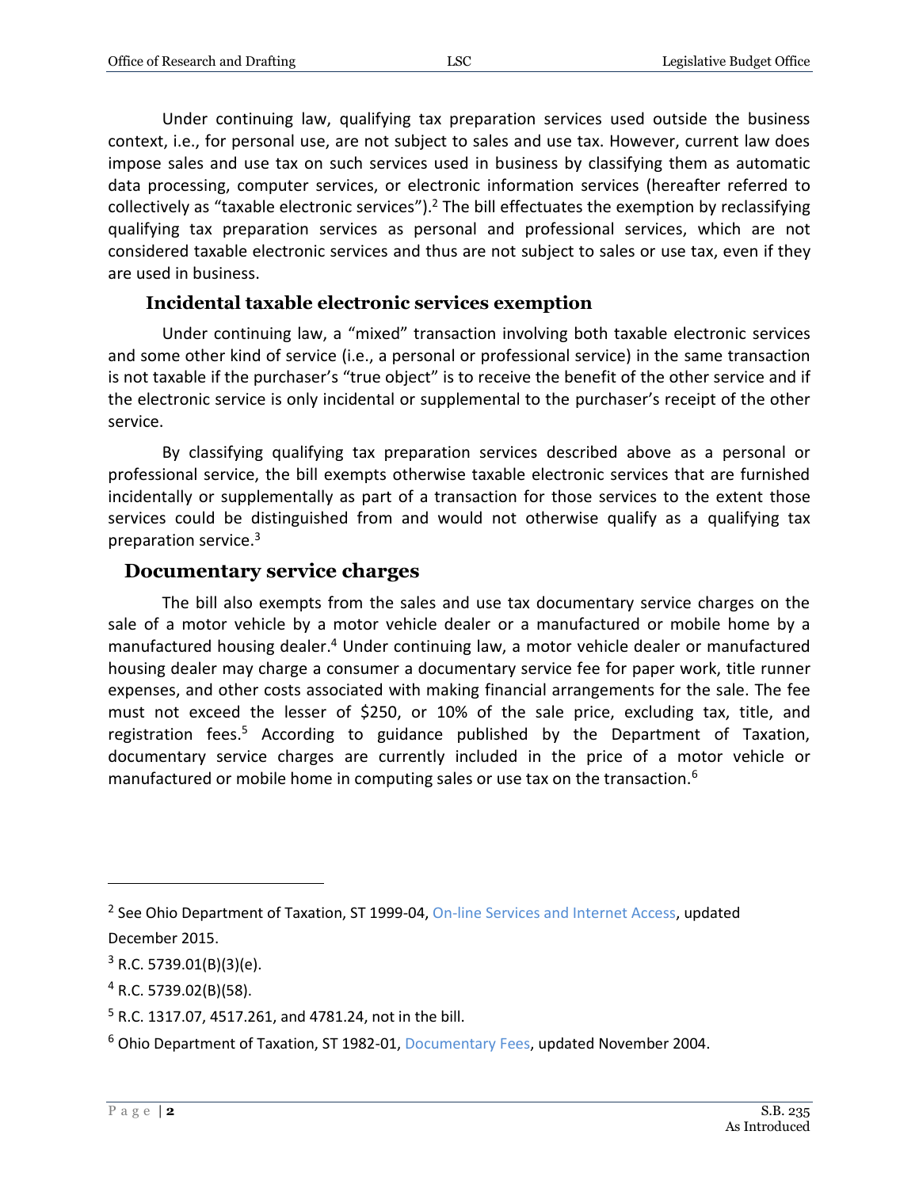Under continuing law, qualifying tax preparation services used outside the business context, i.e., for personal use, are not subject to sales and use tax. However, current law does impose sales and use tax on such services used in business by classifying them as automatic data processing, computer services, or electronic information services (hereafter referred to collectively as "taxable electronic services").[2] The bill effectuates the exemption by reclassifying qualifying tax preparation services as personal and professional services, which are not considered taxable electronic services and thus are not subject to sales or use tax, even if they are used in business.

### Incidental taxable electronic services exemption

Under continuing law, a "mixed" transaction involving both taxable electronic services and some other kind of service (i.e., a personal or professional service) in the same transaction is not taxable if the purchaser's "true object" is to receive the benefit of the other service and if the electronic service is only incidental or supplemental to the purchaser's receipt of the other service.

By classifying qualifying tax preparation services described above as a personal or professional service, the bill exempts otherwise taxable electronic services that are furnished incidentally or supplementally as part of a transaction for those services to the extent those services could be distinguished from and would not otherwise qualify as a qualifying tax preparation service.[3]

## Documentary service charges

The bill also exempts from the sales and use tax documentary service charges on the sale of a motor vehicle by a motor vehicle dealer or a manufactured or mobile home by a manufactured housing dealer.[4] Under continuing law, a motor vehicle dealer or manufactured housing dealer may charge a consumer a documentary service fee for paper work, title runner expenses, and other costs associated with making financial arrangements for the sale. The fee must not exceed the lesser of $250, or 10% of the sale price, excluding tax, title, and registration fees.[5] According to guidance published by the Department of Taxation, documentary service charges are currently included in the price of a motor vehicle or manufactured or mobile home in computing sales or use tax on the transaction.[6]

---

[2] See Ohio Department of Taxation, ST 1999-04, On-line Services and Internet Access, updated December 2015.

[3] R.C. 5739.01(B)(3)(e).

[4] R.C. 5739.02(B)(58).

[5] R.C. 1317.07, 4517.261, and 4781.24, not in the bill.

[6] Ohio Department of Taxation, ST 1982-01, Documentary Fees, updated November 2004.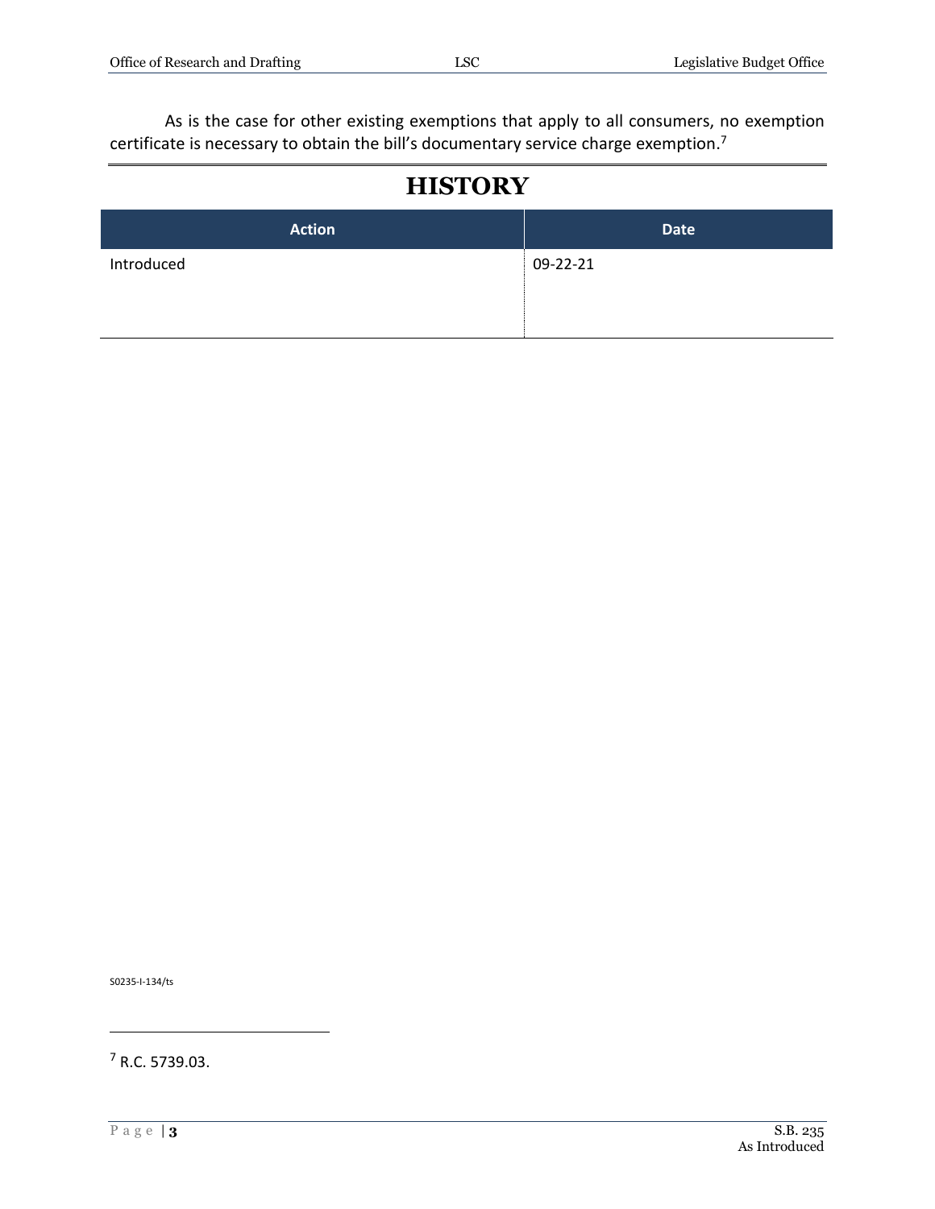As is the case for other existing exemptions that apply to all consumers, no exemption certificate is necessary to obtain the bill's documentary service charge exemption.[7]

# HISTORY

| Action | Date |
|---|---|
| Introduced | 09-22-21 |

S0235-I-134/ts

[7] R.C. 5739.03.